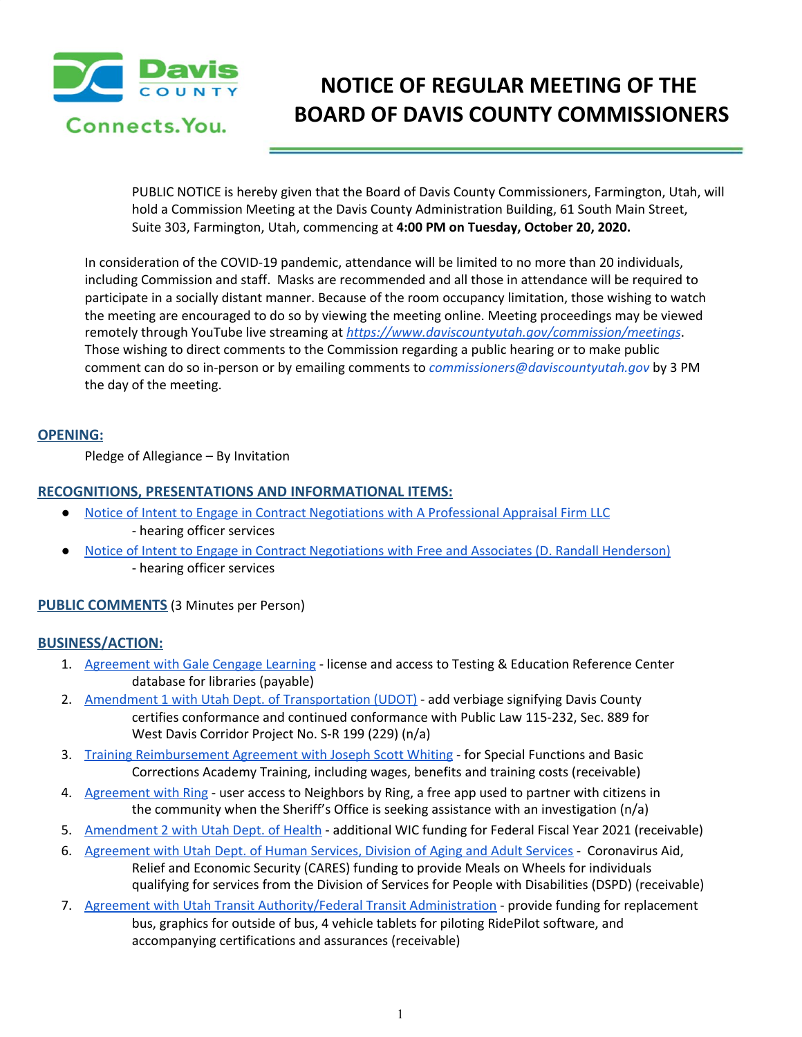# NOTICE OF REGULAR MEETING OF THE BOARD OF DAVIS COUNTY COMMISSIONERS

PUBLIC NOTICE is hereby given that the Board of Davis County Commissioners, Farmington, Utah, will hold a Commission Meeting at the Davis County Administration Building, 61 South Main Street, Suite 303, Farmington, Utah, commencing at **4:00 PM on Tuesday, October 20, 2020.**

In consideration of the COVID-19 pandemic, attendance will be limited to no more than 20 individuals, including Commission and staff. Masks are recommended and all those in attendance will be required to participate in a socially distant manner. Because of the room occupancy limitation, those wishing to watch the meeting are encouraged to do so by viewing the meeting online. Meeting proceedings may be viewed remotely through YouTube live streaming at *https://www.daviscountyutah.gov/commission/meetings*. Those wishing to direct comments to the Commission regarding a public hearing or to make public comment can do so in-person or by emailing comments to *commissioners@daviscountyutah.gov* by 3 PM the day of the meeting.

## OPENING:

Pledge of Allegiance – By Invitation

## RECOGNITIONS, PRESENTATIONS AND INFORMATIONAL ITEMS:

- Notice of Intent to Engage in Contract Negotiations with A Professional Appraisal Firm LLC - hearing officer services
- Notice of Intent to Engage in Contract Negotiations with Free and Associates (D. Randall Henderson) - hearing officer services

## PUBLIC COMMENTS (3 Minutes per Person)

## BUSINESS/ACTION:

1. Agreement with Gale Cengage Learning - license and access to Testing & Education Reference Center database for libraries (payable)
2. Amendment 1 with Utah Dept. of Transportation (UDOT) - add verbiage signifying Davis County certifies conformance and continued conformance with Public Law 115-232, Sec. 889 for West Davis Corridor Project No. S-R 199 (229) (n/a)
3. Training Reimbursement Agreement with Joseph Scott Whiting - for Special Functions and Basic Corrections Academy Training, including wages, benefits and training costs (receivable)
4. Agreement with Ring - user access to Neighbors by Ring, a free app used to partner with citizens in the community when the Sheriff's Office is seeking assistance with an investigation (n/a)
5. Amendment 2 with Utah Dept. of Health - additional WIC funding for Federal Fiscal Year 2021 (receivable)
6. Agreement with Utah Dept. of Human Services, Division of Aging and Adult Services - Coronavirus Aid, Relief and Economic Security (CARES) funding to provide Meals on Wheels for individuals qualifying for services from the Division of Services for People with Disabilities (DSPD) (receivable)
7. Agreement with Utah Transit Authority/Federal Transit Administration - provide funding for replacement bus, graphics for outside of bus, 4 vehicle tablets for piloting RidePilot software, and accompanying certifications and assurances (receivable)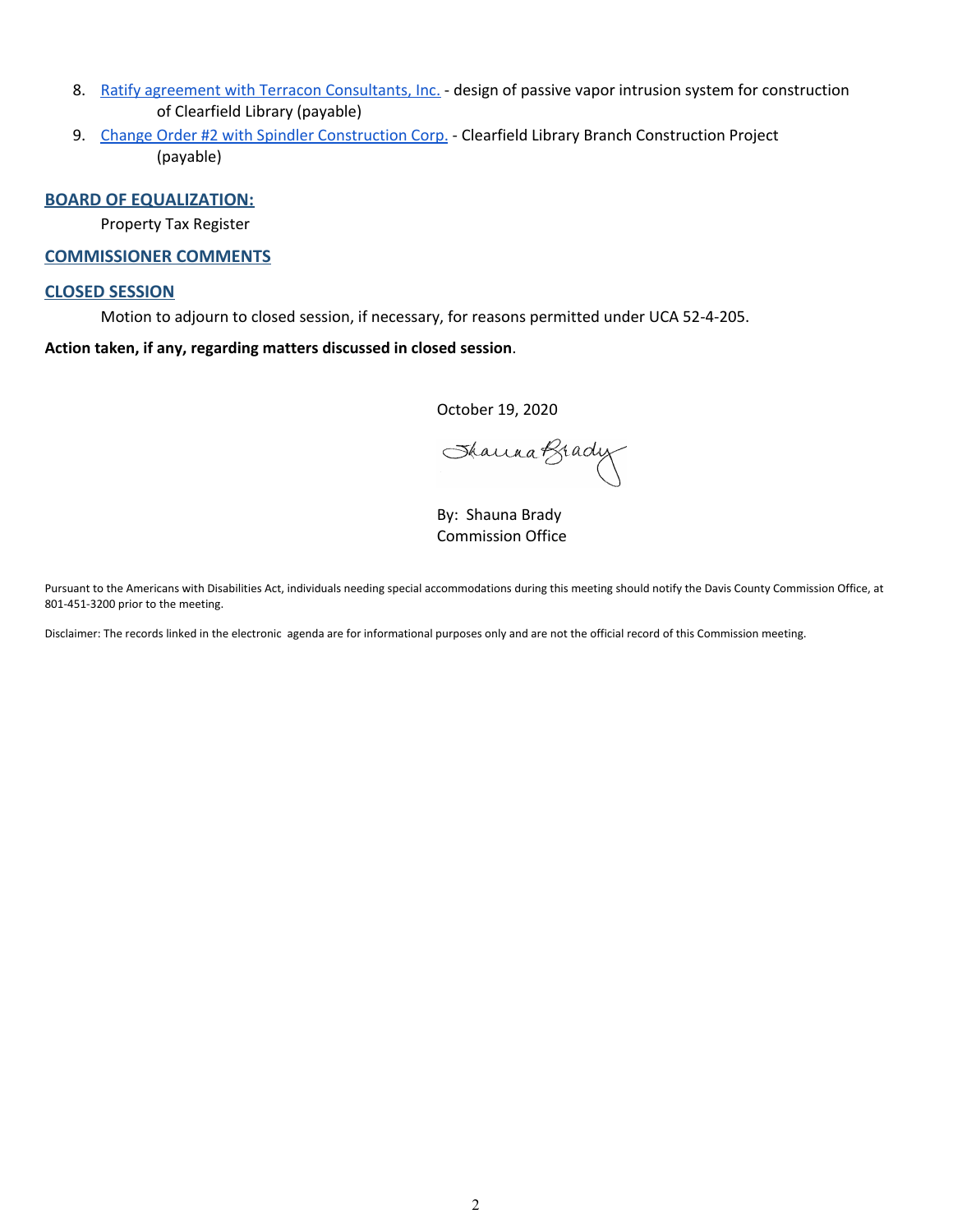8. Ratify agreement with Terracon Consultants, Inc. - design of passive vapor intrusion system for construction of Clearfield Library (payable)
9. Change Order #2 with Spindler Construction Corp. - Clearfield Library Branch Construction Project (payable)

## BOARD OF EQUALIZATION:

Property Tax Register

## COMMISSIONER COMMENTS

## CLOSED SESSION

Motion to adjourn to closed session, if necessary, for reasons permitted under UCA 52-4-205.

**Action taken, if any, regarding matters discussed in closed session**.

October 19, 2020

Shauna Brady

By: Shauna Brady
Commission Office

Pursuant to the Americans with Disabilities Act, individuals needing special accommodations during this meeting should notify the Davis County Commission Office, at 801-451-3200 prior to the meeting.

Disclaimer: The records linked in the electronic agenda are for informational purposes only and are not the official record of this Commission meeting.